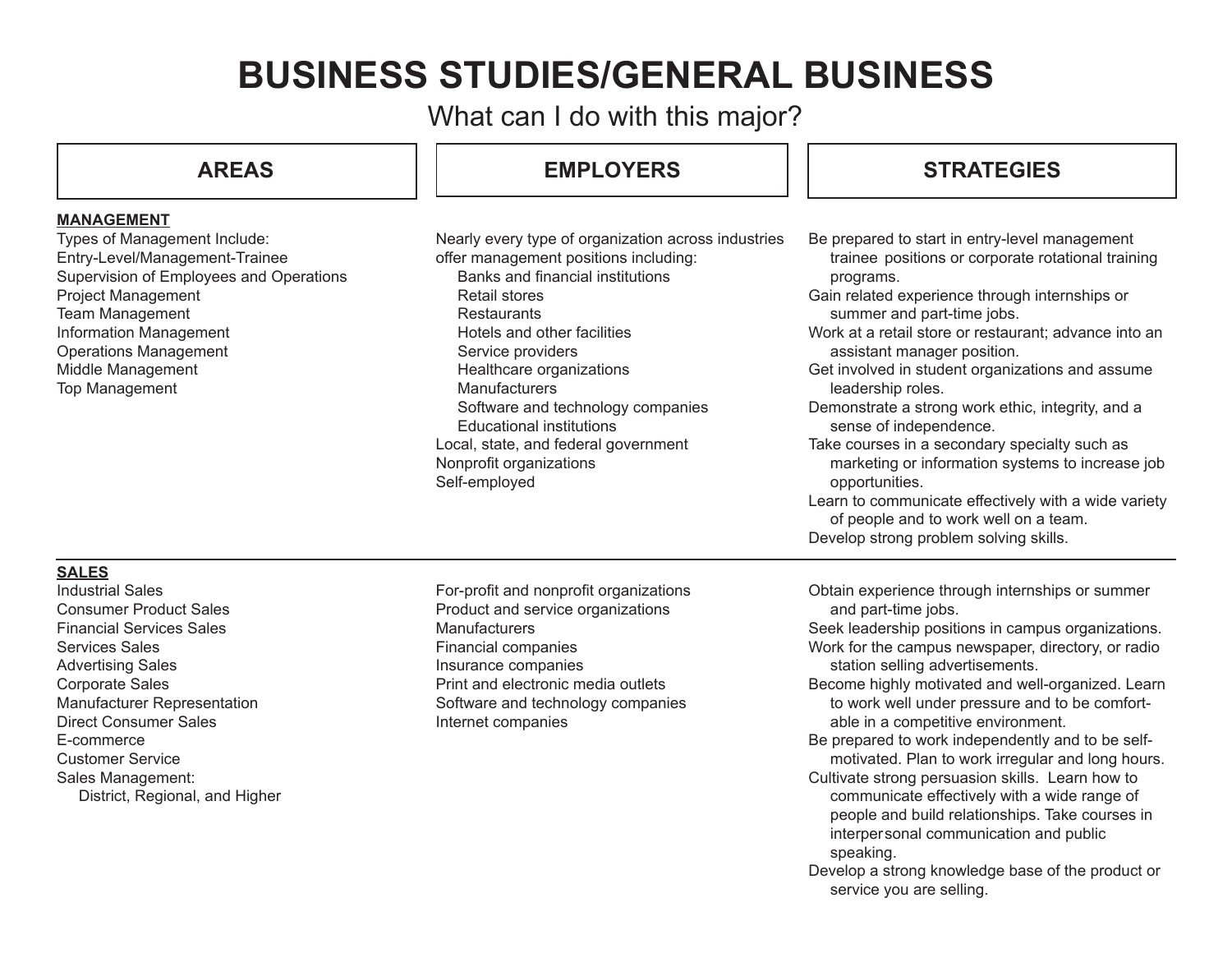# BUSINESS STUDIES/GENERAL BUSINESS

What can I do with this major?

| AREAS | EMPLOYERS | STRATEGIES |
| --- | --- | --- |
| **MANAGEMENT**<br>Types of Management Include:<br>Entry-Level/Management-Trainee<br>Supervision of Employees and Operations<br>Project Management<br>Team Management<br>Information Management<br>Operations Management<br>Middle Management<br>Top Management | Nearly every type of organization across industries offer management positions including:<br>Banks and financial institutions<br>Retail stores<br>Restaurants<br>Hotels and other facilities<br>Service providers<br>Healthcare organizations<br>Manufacturers<br>Software and technology companies<br>Educational institutions<br>Local, state, and federal government<br>Nonprofit organizations<br>Self-employed | Be prepared to start in entry-level management trainee positions or corporate rotational training programs.<br>Gain related experience through internships or summer and part-time jobs.<br>Work at a retail store or restaurant; advance into an assistant manager position.<br>Get involved in student organizations and assume leadership roles.<br>Demonstrate a strong work ethic, integrity, and a sense of independence.<br>Take courses in a secondary specialty such as marketing or information systems to increase job opportunities.<br>Learn to communicate effectively with a wide variety of people and to work well on a team.<br>Develop strong problem solving skills. |
| **SALES**<br>Industrial Sales<br>Consumer Product Sales<br>Financial Services Sales<br>Services Sales<br>Advertising Sales<br>Corporate Sales<br>Manufacturer Representation<br>Direct Consumer Sales<br>E-commerce<br>Customer Service<br>Sales Management:<br>District, Regional, and Higher | For-profit and nonprofit organizations<br>Product and service organizations<br>Manufacturers<br>Financial companies<br>Insurance companies<br>Print and electronic media outlets<br>Software and technology companies<br>Internet companies | Obtain experience through internships or summer and part-time jobs.<br>Seek leadership positions in campus organizations.<br>Work for the campus newspaper, directory, or radio station selling advertisements.<br>Become highly motivated and well-organized. Learn to work well under pressure and to be comfortable in a competitive environment.<br>Be prepared to work independently and to be self-motivated. Plan to work irregular and long hours.<br>Cultivate strong persuasion skills. Learn how to communicate effectively with a wide range of people and build relationships. Take courses in interpersonal communication and public speaking.<br>Develop a strong knowledge base of the product or service you are selling. |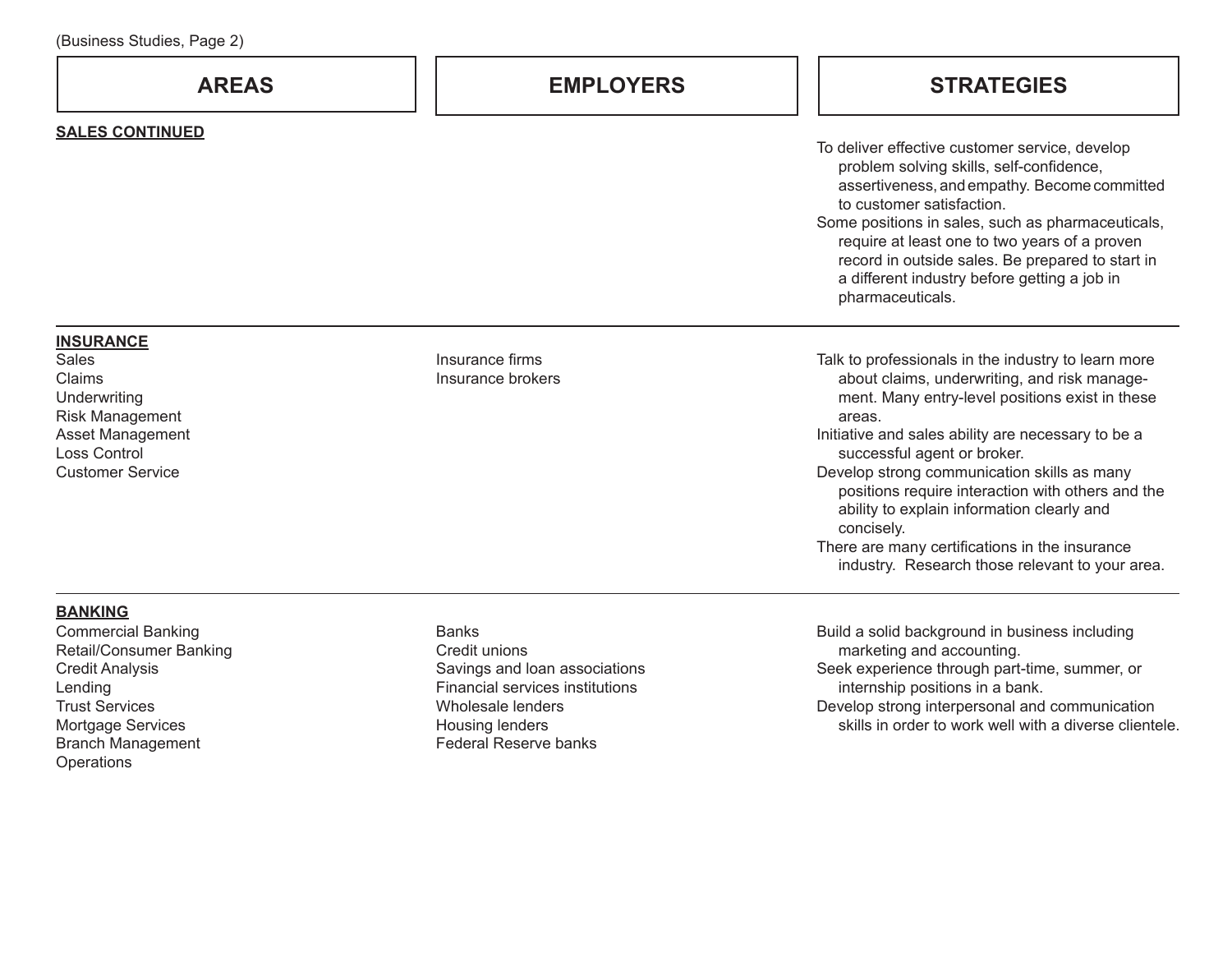(Business Studies, Page 2)

| AREAS | EMPLOYERS | STRATEGIES |
| --- | --- | --- |
| **SALES CONTINUED** | | To deliver effective customer service, develop problem solving skills, self-confidence, assertiveness, and empathy. Become committed to customer satisfaction.<br>Some positions in sales, such as pharmaceuticals, require at least one to two years of a proven record in outside sales. Be prepared to start in a different industry before getting a job in pharmaceuticals. |
| **INSURANCE**<br>Sales<br>Claims<br>Underwriting<br>Risk Management<br>Asset Management<br>Loss Control<br>Customer Service | Insurance firms<br>Insurance brokers | Talk to professionals in the industry to learn more about claims, underwriting, and risk management. Many entry-level positions exist in these areas.<br>Initiative and sales ability are necessary to be a successful agent or broker.<br>Develop strong communication skills as many positions require interaction with others and the ability to explain information clearly and concisely.<br>There are many certifications in the insurance industry. Research those relevant to your area. |
| **BANKING**<br>Commercial Banking<br>Retail/Consumer Banking<br>Credit Analysis<br>Lending<br>Trust Services<br>Mortgage Services<br>Branch Management<br>Operations | Banks<br>Credit unions<br>Savings and loan associations<br>Financial services institutions<br>Wholesale lenders<br>Housing lenders<br>Federal Reserve banks | Build a solid background in business including marketing and accounting.<br>Seek experience through part-time, summer, or internship positions in a bank.<br>Develop strong interpersonal and communication skills in order to work well with a diverse clientele. |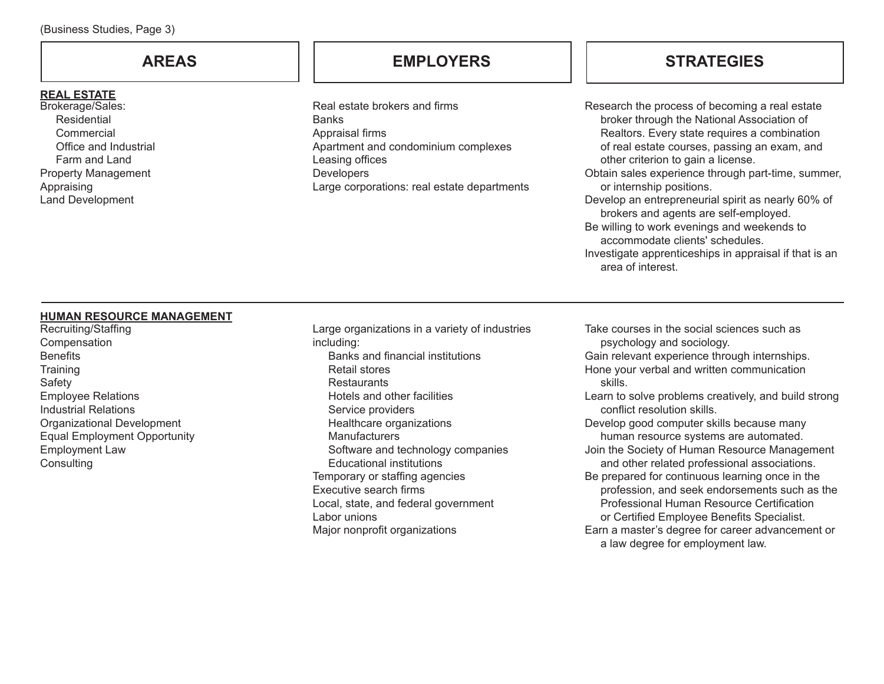| AREAS | EMPLOYERS | STRATEGIES |
|---|---|---|
| **REAL ESTATE** | | |
| Brokerage/Sales:<br>Residential<br>Commercial<br>Office and Industrial<br>Farm and Land<br>Property Management<br>Appraising<br>Land Development | Real estate brokers and firms<br>Banks<br>Appraisal firms<br>Apartment and condominium complexes<br>Leasing offices<br>Developers<br>Large corporations: real estate departments | Research the process of becoming a real estate broker through the National Association of Realtors. Every state requires a combination of real estate courses, passing an exam, and other criterion to gain a license.<br>Obtain sales experience through part-time, summer, or internship positions.<br>Develop an entrepreneurial spirit as nearly 60% of brokers and agents are self-employed.<br>Be willing to work evenings and weekends to accommodate clients' schedules.<br>Investigate apprenticeships in appraisal if that is an area of interest. |
| **HUMAN RESOURCE MANAGEMENT** | | |
| Recruiting/Staffing<br>Compensation<br>Benefits<br>Training<br>Safety<br>Employee Relations<br>Industrial Relations<br>Organizational Development<br>Equal Employment Opportunity<br>Employment Law<br>Consulting | Large organizations in a variety of industries including:<br>Banks and financial institutions<br>Retail stores<br>Restaurants<br>Hotels and other facilities<br>Service providers<br>Healthcare organizations<br>Manufacturers<br>Software and technology companies<br>Educational institutions<br>Temporary or staffing agencies<br>Executive search firms<br>Local, state, and federal government<br>Labor unions<br>Major nonprofit organizations | Take courses in the social sciences such as psychology and sociology.<br>Gain relevant experience through internships.<br>Hone your verbal and written communication skills.<br>Learn to solve problems creatively, and build strong conflict resolution skills.<br>Develop good computer skills because many human resource systems are automated.<br>Join the Society of Human Resource Management and other related professional associations.<br>Be prepared for continuous learning once in the profession, and seek endorsements such as the Professional Human Resource Certification or Certified Employee Benefits Specialist.<br>Earn a master's degree for career advancement or a law degree for employment law. |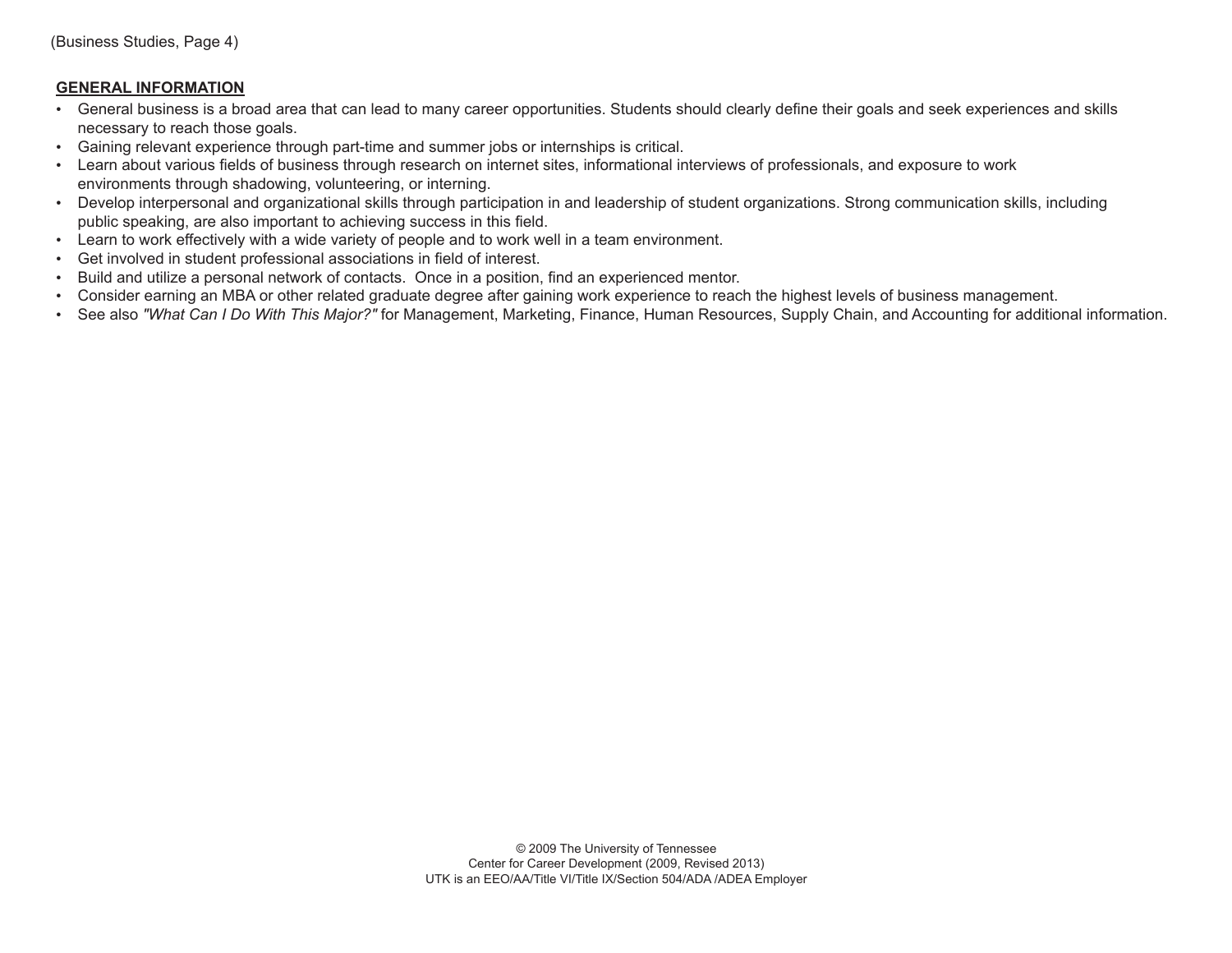## GENERAL INFORMATION

- General business is a broad area that can lead to many career opportunities. Students should clearly define their goals and seek experiences and skills necessary to reach those goals.
- Gaining relevant experience through part-time and summer jobs or internships is critical.
- Learn about various fields of business through research on internet sites, informational interviews of professionals, and exposure to work environments through shadowing, volunteering, or interning.
- Develop interpersonal and organizational skills through participation in and leadership of student organizations. Strong communication skills, including public speaking, are also important to achieving success in this field.
- Learn to work effectively with a wide variety of people and to work well in a team environment.
- Get involved in student professional associations in field of interest.
- Build and utilize a personal network of contacts. Once in a position, find an experienced mentor.
- Consider earning an MBA or other related graduate degree after gaining work experience to reach the highest levels of business management.
- See also *"What Can I Do With This Major?"* for Management, Marketing, Finance, Human Resources, Supply Chain, and Accounting for additional information.

© 2009 The University of Tennessee
Center for Career Development (2009, Revised 2013)
UTK is an EEO/AA/Title VI/Title IX/Section 504/ADA /ADEA Employer